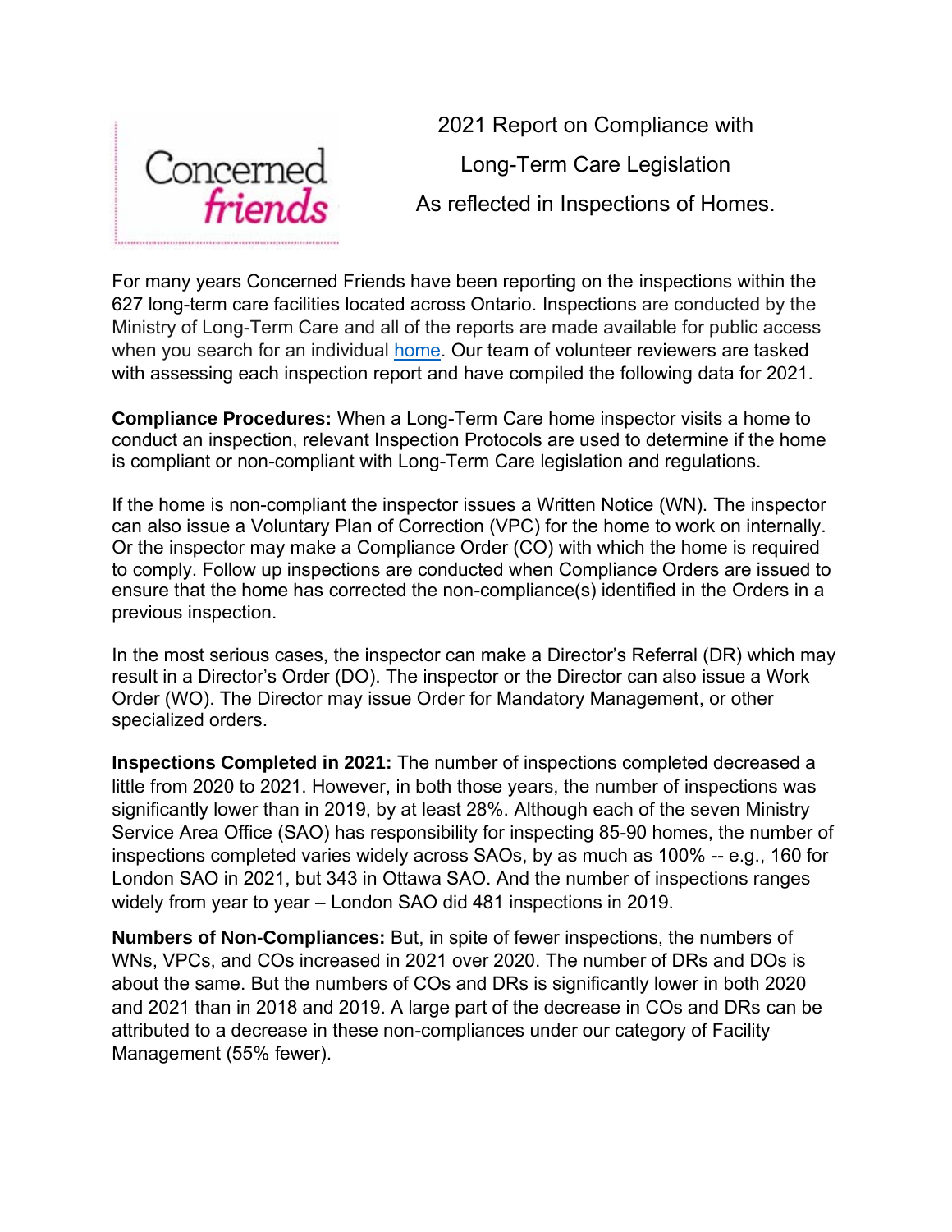Concerned friends

# 2021 Report on Compliance with Long-Term Care Legislation As reflected in Inspections of Homes.

For many years Concerned Friends have been reporting on the inspections within the 627 long-term care facilities located across Ontario. Inspections are conducted by the Ministry of Long-Term Care and all of the reports are made available for public access when you search for an individual [home](). Our team of volunteer reviewers are tasked with assessing each inspection report and have compiled the following data for 2021.

**Compliance Procedures:** When a Long-Term Care home inspector visits a home to conduct an inspection, relevant Inspection Protocols are used to determine if the home is compliant or non-compliant with Long-Term Care legislation and regulations.

If the home is non-compliant the inspector issues a Written Notice (WN). The inspector can also issue a Voluntary Plan of Correction (VPC) for the home to work on internally. Or the inspector may make a Compliance Order (CO) with which the home is required to comply. Follow up inspections are conducted when Compliance Orders are issued to ensure that the home has corrected the non-compliance(s) identified in the Orders in a previous inspection.

In the most serious cases, the inspector can make a Director's Referral (DR) which may result in a Director's Order (DO). The inspector or the Director can also issue a Work Order (WO). The Director may issue Order for Mandatory Management, or other specialized orders.

**Inspections Completed in 2021:** The number of inspections completed decreased a little from 2020 to 2021. However, in both those years, the number of inspections was significantly lower than in 2019, by at least 28%. Although each of the seven Ministry Service Area Office (SAO) has responsibility for inspecting 85-90 homes, the number of inspections completed varies widely across SAOs, by as much as 100% -- e.g., 160 for London SAO in 2021, but 343 in Ottawa SAO. And the number of inspections ranges widely from year to year – London SAO did 481 inspections in 2019.

**Numbers of Non-Compliances:** But, in spite of fewer inspections, the numbers of WNs, VPCs, and COs increased in 2021 over 2020. The number of DRs and DOs is about the same. But the numbers of COs and DRs is significantly lower in both 2020 and 2021 than in 2018 and 2019. A large part of the decrease in COs and DRs can be attributed to a decrease in these non-compliances under our category of Facility Management (55% fewer).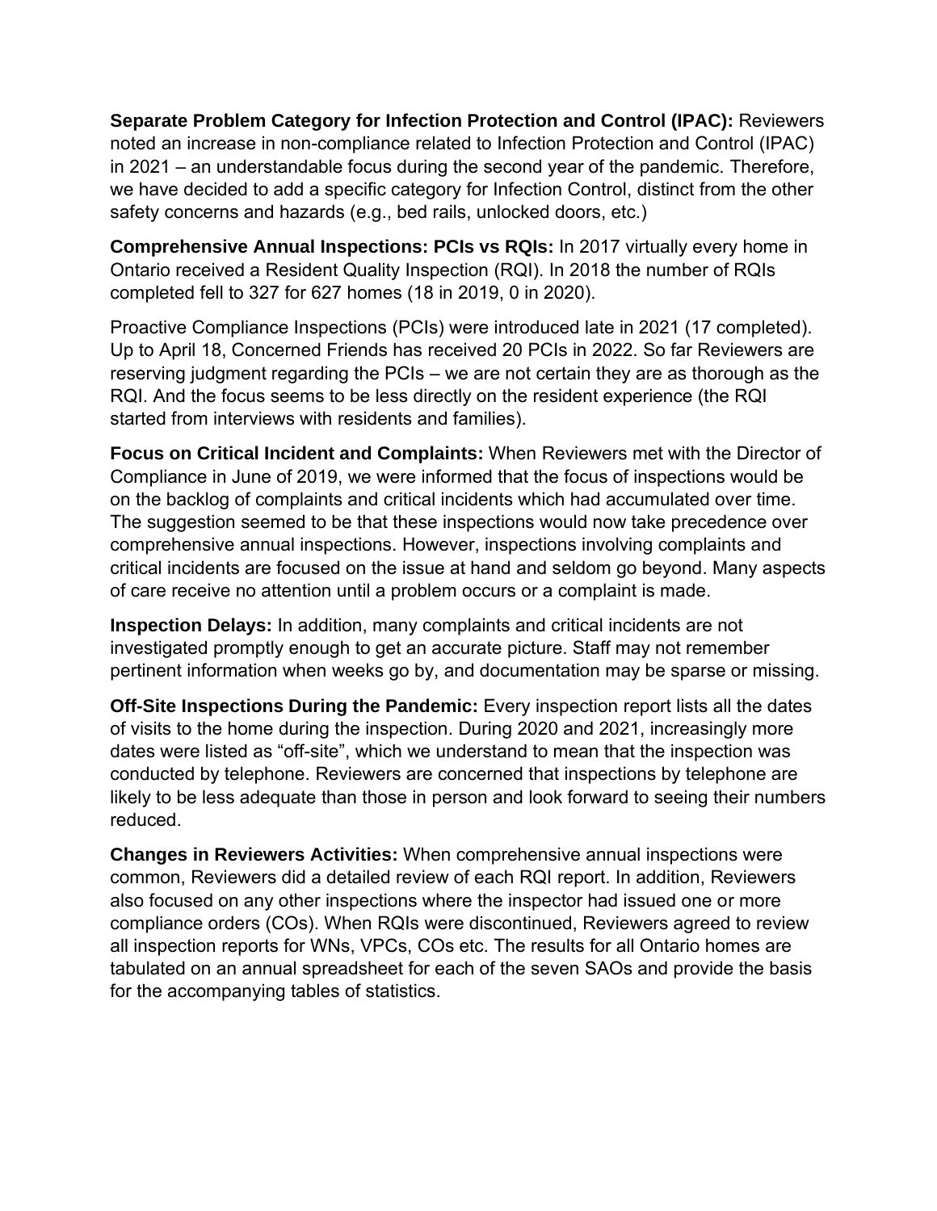**Separate Problem Category for Infection Protection and Control (IPAC):** Reviewers noted an increase in non-compliance related to Infection Protection and Control (IPAC) in 2021 – an understandable focus during the second year of the pandemic. Therefore, we have decided to add a specific category for Infection Control, distinct from the other safety concerns and hazards (e.g., bed rails, unlocked doors, etc.)

**Comprehensive Annual Inspections: PCIs vs RQIs:** In 2017 virtually every home in Ontario received a Resident Quality Inspection (RQI). In 2018 the number of RQIs completed fell to 327 for 627 homes (18 in 2019, 0 in 2020).

Proactive Compliance Inspections (PCIs) were introduced late in 2021 (17 completed). Up to April 18, Concerned Friends has received 20 PCIs in 2022. So far Reviewers are reserving judgment regarding the PCIs – we are not certain they are as thorough as the RQI. And the focus seems to be less directly on the resident experience (the RQI started from interviews with residents and families).

**Focus on Critical Incident and Complaints:** When Reviewers met with the Director of Compliance in June of 2019, we were informed that the focus of inspections would be on the backlog of complaints and critical incidents which had accumulated over time. The suggestion seemed to be that these inspections would now take precedence over comprehensive annual inspections. However, inspections involving complaints and critical incidents are focused on the issue at hand and seldom go beyond. Many aspects of care receive no attention until a problem occurs or a complaint is made.

**Inspection Delays:** In addition, many complaints and critical incidents are not investigated promptly enough to get an accurate picture. Staff may not remember pertinent information when weeks go by, and documentation may be sparse or missing.

**Off-Site Inspections During the Pandemic:** Every inspection report lists all the dates of visits to the home during the inspection. During 2020 and 2021, increasingly more dates were listed as "off-site", which we understand to mean that the inspection was conducted by telephone. Reviewers are concerned that inspections by telephone are likely to be less adequate than those in person and look forward to seeing their numbers reduced.

**Changes in Reviewers Activities:** When comprehensive annual inspections were common, Reviewers did a detailed review of each RQI report. In addition, Reviewers also focused on any other inspections where the inspector had issued one or more compliance orders (COs). When RQIs were discontinued, Reviewers agreed to review all inspection reports for WNs, VPCs, COs etc. The results for all Ontario homes are tabulated on an annual spreadsheet for each of the seven SAOs and provide the basis for the accompanying tables of statistics.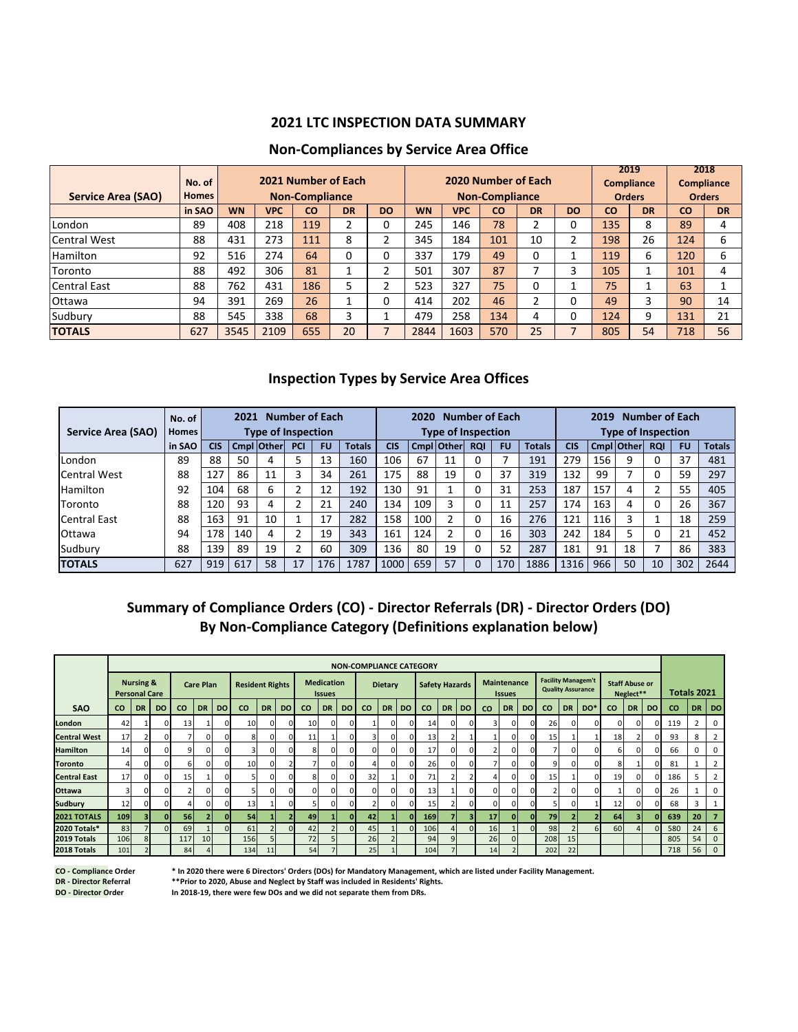# 2021 LTC INSPECTION DATA SUMMARY

## Non-Compliances by Service Area Office

| Service Area (SAO) | No. of Homes in SAO | 2021 Number of Each Non-Compliance | | | | | 2020 Number of Each Non-Compliance | | | | | 2019 Compliance Orders | | 2018 Compliance Orders | |
|---|---|---|---|---|---|---|---|---|---|---|---|---|---|---|---|
| | | WN | VPC | CO | DR | DO | WN | VPC | CO | DR | DO | CO | DR | CO | DR |
| London | 89 | 408 | 218 | 119 | 2 | 0 | 245 | 146 | 78 | 2 | 0 | 135 | 8 | 89 | 4 |
| Central West | 88 | 431 | 273 | 111 | 8 | 2 | 345 | 184 | 101 | 10 | 2 | 198 | 26 | 124 | 6 |
| Hamilton | 92 | 516 | 274 | 64 | 0 | 0 | 337 | 179 | 49 | 0 | 1 | 119 | 6 | 120 | 6 |
| Toronto | 88 | 492 | 306 | 81 | 1 | 2 | 501 | 307 | 87 | 7 | 3 | 105 | 1 | 101 | 4 |
| Central East | 88 | 762 | 431 | 186 | 5 | 2 | 523 | 327 | 75 | 0 | 1 | 75 | 1 | 63 | 1 |
| Ottawa | 94 | 391 | 269 | 26 | 1 | 0 | 414 | 202 | 46 | 2 | 0 | 49 | 3 | 90 | 14 |
| Sudbury | 88 | 545 | 338 | 68 | 3 | 1 | 479 | 258 | 134 | 4 | 0 | 124 | 9 | 131 | 21 |
| **TOTALS** | 627 | 3545 | 2109 | 655 | 20 | 7 | 2844 | 1603 | 570 | 25 | 7 | 805 | 54 | 718 | 56 |

## Inspection Types by Service Area Offices

| Service Area (SAO) | No. of Homes in SAO | 2021 Number of Each Type of Inspection | | | | | | 2020 Number of Each Type of Inspection | | | | | | 2019 Number of Each Type of Inspection | | | | | |
|---|---|---|---|---|---|---|---|---|---|---|---|---|---|---|---|---|---|---|---|
| | | CIS | Cmpl | Other | PCI | FU | Totals | CIS | Cmpl | Other | RQI | FU | Totals | CIS | Cmpl | Other | RQI | FU | Totals |
| London | 89 | 88 | 50 | 4 | 5 | 13 | 160 | 106 | 67 | 11 | 0 | 7 | 191 | 279 | 156 | 9 | 0 | 37 | 481 |
| Central West | 88 | 127 | 86 | 11 | 3 | 34 | 261 | 175 | 88 | 19 | 0 | 37 | 319 | 132 | 99 | 7 | 0 | 59 | 297 |
| Hamilton | 92 | 104 | 68 | 6 | 2 | 12 | 192 | 130 | 91 | 1 | 0 | 31 | 253 | 187 | 157 | 4 | 2 | 55 | 405 |
| Toronto | 88 | 120 | 93 | 4 | 2 | 21 | 240 | 134 | 109 | 3 | 0 | 11 | 257 | 174 | 163 | 4 | 0 | 26 | 367 |
| Central East | 88 | 163 | 91 | 10 | 1 | 17 | 282 | 158 | 100 | 2 | 0 | 16 | 276 | 121 | 116 | 3 | 1 | 18 | 259 |
| Ottawa | 94 | 178 | 140 | 4 | 2 | 19 | 343 | 161 | 124 | 2 | 0 | 16 | 303 | 242 | 184 | 5 | 0 | 21 | 452 |
| Sudbury | 88 | 139 | 89 | 19 | 2 | 60 | 309 | 136 | 80 | 19 | 0 | 52 | 287 | 181 | 91 | 18 | 7 | 86 | 383 |
| **TOTALS** | 627 | 919 | 617 | 58 | 17 | 176 | 1787 | 1000 | 659 | 57 | 0 | 170 | 1886 | 1316 | 966 | 50 | 10 | 302 | 2644 |

## Summary of Compliance Orders (CO) - Director Referrals (DR) - Director Orders (DO) By Non-Compliance Category (Definitions explanation below)

| | NON-COMPLIANCE CATEGORY | | | | | | | | | | | | | | | | | | | | | | | | | | | | | |
|---|---|---|---|---|---|---|---|---|---|---|---|---|---|---|---|---|---|---|---|---|---|---|---|---|---|---|---|---|---|---|
| | Nursing & Personal Care | | | Care Plan | | | Resident Rights | | | Medication Issues | | | Dietary | | | Safety Hazards | | | Maintenance Issues | | | Facility Managem't Quality Assurance | | | Staff Abuse or Neglect** | | | Totals 2021 | | |
| **SAO** | CO | DR | DO | CO | DR | DO | CO | DR | DO | CO | DR | DO | CO | DR | DO | CO | DR | DO | CO | DR | DO | CO | DR | DO* | CO | DR | DO | CO | DR | DO |
| **London** | 42 | 1 | 0 | 13 | 1 | 0 | 10 | 0 | 0 | 10 | 0 | 0 | 1 | 0 | 0 | 14 | 0 | 0 | 3 | 0 | 0 | 26 | 0 | 0 | 0 | 0 | 0 | 119 | 2 | 0 |
| **Central West** | 17 | 2 | 0 | 7 | 0 | 0 | 8 | 0 | 0 | 11 | 1 | 0 | 3 | 0 | 0 | 13 | 2 | 1 | 1 | 0 | 0 | 15 | 1 | 1 | 18 | 2 | 0 | 93 | 8 | 2 |
| **Hamilton** | 14 | 0 | 0 | 9 | 0 | 0 | 3 | 0 | 0 | 8 | 0 | 0 | 0 | 0 | 0 | 17 | 0 | 0 | 2 | 0 | 0 | 7 | 0 | 0 | 6 | 0 | 0 | 66 | 0 | 0 |
| **Toronto** | 4 | 0 | 0 | 6 | 0 | 0 | 10 | 0 | 2 | 7 | 0 | 0 | 4 | 0 | 0 | 26 | 0 | 0 | 7 | 0 | 0 | 9 | 0 | 0 | 8 | 1 | 0 | 81 | 1 | 2 |
| **Central East** | 17 | 0 | 0 | 15 | 1 | 0 | 5 | 0 | 0 | 8 | 0 | 0 | 32 | 1 | 0 | 71 | 2 | 2 | 4 | 0 | 0 | 15 | 1 | 0 | 19 | 0 | 0 | 186 | 5 | 2 |
| **Ottawa** | 3 | 0 | 0 | 2 | 0 | 0 | 5 | 0 | 0 | 0 | 0 | 0 | 0 | 0 | 0 | 13 | 1 | 0 | 0 | 0 | 0 | 2 | 0 | 0 | 1 | 0 | 0 | 26 | 1 | 0 |
| **Sudbury** | 12 | 0 | 0 | 4 | 0 | 0 | 13 | 1 | 0 | 5 | 0 | 0 | 2 | 0 | 0 | 15 | 2 | 0 | 0 | 0 | 0 | 5 | 0 | 1 | 12 | 0 | 0 | 68 | 3 | 1 |
| **2021 TOTALS** | **109** | **3** | **0** | **56** | **2** | **0** | **54** | **1** | **2** | **49** | **1** | **0** | **42** | **1** | **0** | **169** | **7** | **3** | **17** | **0** | **0** | **79** | **2** | **2** | **64** | **3** | **0** | **639** | **20** | **7** |
| **2020 Totals*** | 83 | 7 | 0 | 69 | 1 | 0 | 61 | 2 | 0 | 42 | 2 | 0 | 45 | 1 | 0 | 106 | 4 | 0 | 16 | 1 | 0 | 98 | 2 | 6 | 60 | 4 | 0 | 580 | 24 | 6 |
| **2019 Totals** | 106 | 8 | | 117 | 10 | | 156 | 5 | | 72 | 5 | | 26 | 2 | | 94 | 9 | | 26 | 0 | | 208 | 15 | | | | | 805 | 54 | 0 |
| **2018 Totals** | 101 | 2 | | 84 | 4 | | 134 | 11 | | 54 | 7 | | 25 | 1 | | 104 | 7 | | 14 | 2 | | 202 | 22 | | | | | 718 | 56 | 0 |

**CO - Compliance Order**
**DR - Director Referral**
**DO - Director Order**

**\* In 2020 there were 6 Directors' Orders (DOs) for Mandatory Management, which are listed under Facility Management.**
**\*\*Prior to 2020, Abuse and Neglect by Staff was included in Residents' Rights.**
**In 2018-19, there were few DOs and we did not separate them from DRs.**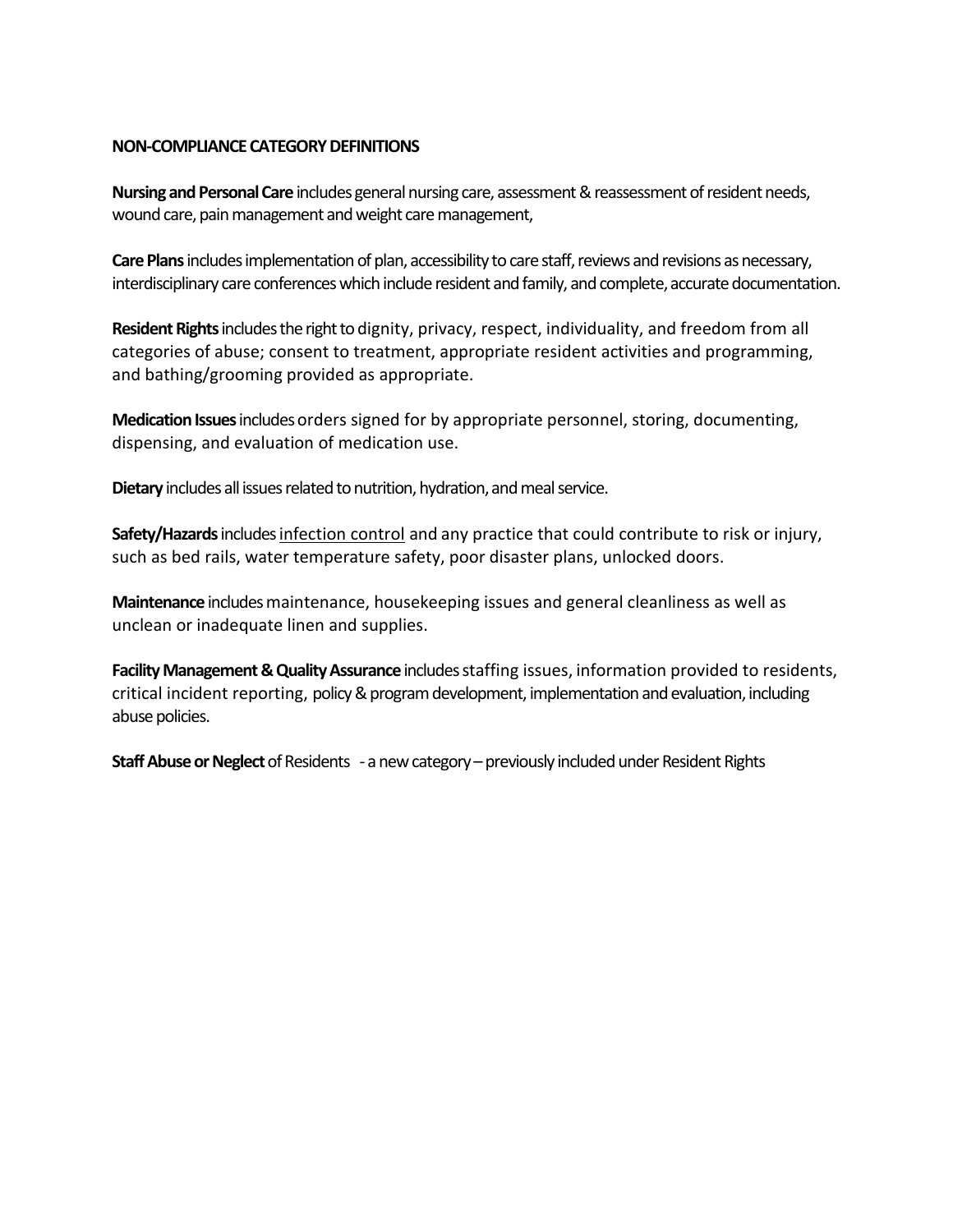**NON-COMPLIANCE CATEGORY DEFINITIONS**

**Nursing and Personal Care** includes general nursing care, assessment & reassessment of resident needs, wound care, pain management and weight care management,

**Care Plans** includes implementation of plan, accessibility to care staff, reviews and revisions as necessary, interdisciplinary care conferences which include resident and family, and complete, accurate documentation.

**Resident Rights** includes the right to dignity, privacy, respect, individuality, and freedom from all categories of abuse; consent to treatment, appropriate resident activities and programming, and bathing/grooming provided as appropriate.

**Medication Issues** includes orders signed for by appropriate personnel, storing, documenting, dispensing, and evaluation of medication use.

**Dietary** includes all issues related to nutrition, hydration, and meal service.

**Safety/Hazards** includes infection control and any practice that could contribute to risk or injury, such as bed rails, water temperature safety, poor disaster plans, unlocked doors.

**Maintenance** includes maintenance, housekeeping issues and general cleanliness as well as unclean or inadequate linen and supplies.

**Facility Management & Quality Assurance** includes staffing issues, information provided to residents, critical incident reporting, policy & program development, implementation and evaluation, including abuse policies.

**Staff Abuse or Neglect** of Residents - a new category – previously included under Resident Rights